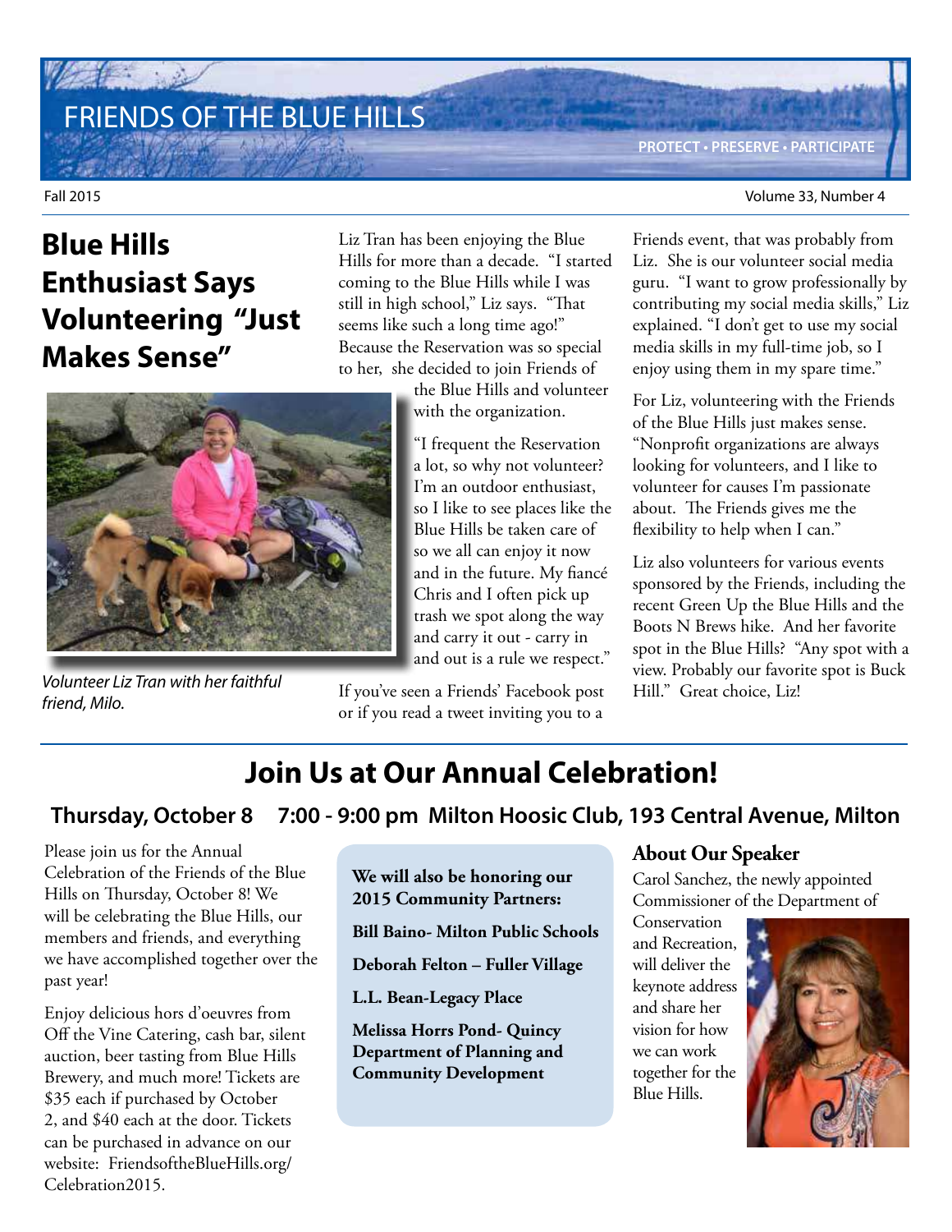# FRIENDS OF THE BLUE HILLS

PROTECT • PRESERVE • PARTICIPATE

Fall 2015

## Blue Hills Enthusiast Says Volunteering "Just Makes Sense"

*Volunteer Liz Tran with her faithful friend, Milo.*

Liz Tran has been enjoying the Blue Hills for more than a decade. "I started coming to the Blue Hills while I was still in high school," Liz says. "That seems like such a long time ago!" Because the Reservation was so special to her, she decided to join Friends of the Blue Hills and volunteer with the organization.

"I frequent the Reservation a lot, so why not volunteer? I'm an outdoor enthusiast, so I like to see places like the Blue Hills be taken care of so we all can enjoy it now and in the future. My fiancé Chris and I often pick up trash we spot along the way and carry it out - carry in and out is a rule we respect."

If you've seen a Friends' Facebook post or if you read a tweet inviting you to a Friends event, that was probably from Liz. She is our volunteer social media guru. "I want to grow professionally by contributing my social media skills," Liz explained. "I don't get to use my social media skills in my full-time job, so I enjoy using them in my spare time."

For Liz, volunteering with the Friends of the Blue Hills just makes sense. "Nonprofit organizations are always looking for volunteers, and I like to volunteer for causes I'm passionate about. The Friends gives me the flexibility to help when I can."

Liz also volunteers for various events sponsored by the Friends, including the recent Green Up the Blue Hills and the Boots N Brews hike. And her favorite spot in the Blue Hills? "Any spot with a view. Probably our favorite spot is Buck Hill." Great choice, Liz!

## Join Us at Our Annual Celebration!

### Thursday, October 8 7:00 - 9:00 pm Milton Hoosic Club, 193 Central Avenue, Milton

Please join us for the Annual Celebration of the Friends of the Blue Hills on Thursday, October 8! We will be celebrating the Blue Hills, our members and friends, and everything we have accomplished together over the past year!

Enjoy delicious hors d'oeuvres from Off the Vine Catering, cash bar, silent auction, beer tasting from Blue Hills Brewery, and much more! Tickets are $35 each if purchased by October 2, and $40 each at the door. Tickets can be purchased in advance on our website: FriendsoftheBlueHills.org/Celebration2015.

**We will also be honoring our 2015 Community Partners:**

**Bill Baino- Milton Public Schools**

**Deborah Felton – Fuller Village**

**L.L. Bean-Legacy Place**

**Melissa Horrs Pond- Quincy Department of Planning and Community Development**

### About Our Speaker

Carol Sanchez, the newly appointed Commissioner of the Department of Conservation and Recreation, will deliver the keynote address and share her vision for how we can work together for the Blue Hills.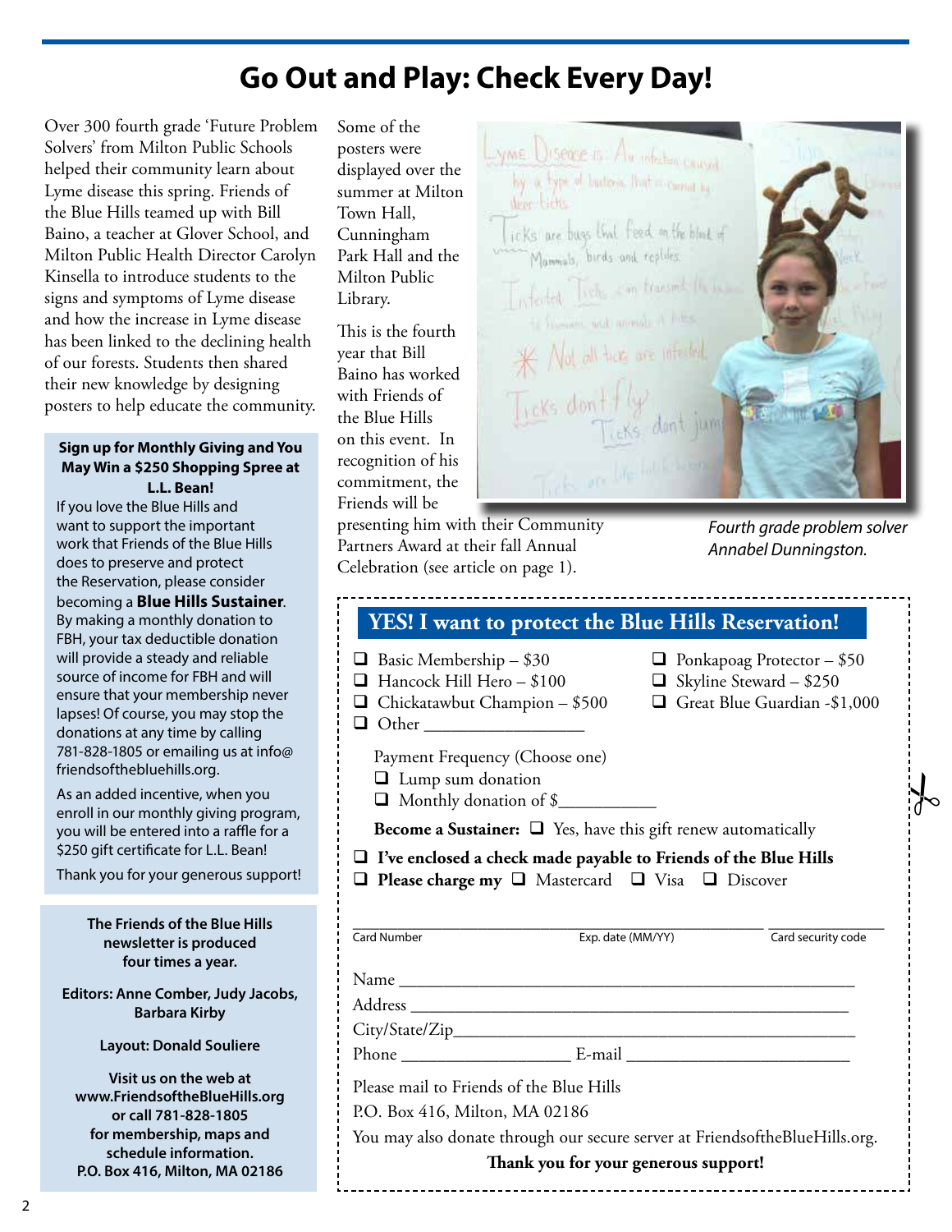# Go Out and Play: Check Every Day!

Over 300 fourth grade 'Future Problem Solvers' from Milton Public Schools helped their community learn about Lyme disease this spring. Friends of the Blue Hills teamed up with Bill Baino, a teacher at Glover School, and Milton Public Health Director Carolyn Kinsella to introduce students to the signs and symptoms of Lyme disease and how the increase in Lyme disease has been linked to the declining health of our forests. Students then shared their new knowledge by designing posters to help educate the community.

Some of the posters were displayed over the summer at Milton Town Hall, Cunningham Park Hall and the Milton Public Library.

This is the fourth year that Bill Baino has worked with Friends of the Blue Hills on this event. In recognition of his commitment, the Friends will be presenting him with their Community Partners Award at their fall Annual Celebration (see article on page 1).

*Fourth grade problem solver Annabel Dunningston.*

**Sign up for Monthly Giving and You May Win a $250 Shopping Spree at L.L. Bean!**

If you love the Blue Hills and want to support the important work that Friends of the Blue Hills does to preserve and protect the Reservation, please consider becoming a **Blue Hills Sustainer**. By making a monthly donation to FBH, your tax deductible donation will provide a steady and reliable source of income for FBH and will ensure that your membership never lapses! Of course, you may stop the donations at any time by calling 781-828-1805 or emailing us at info@friendsofthebluehills.org.

As an added incentive, when you enroll in our monthly giving program, you will be entered into a raffle for a $250 gift certificate for L.L. Bean!

Thank you for your generous support!

**The Friends of the Blue Hills newsletter is produced four times a year.**

**Editors: Anne Comber, Judy Jacobs, Barbara Kirby**

**Layout: Donald Souliere**

**Visit us on the web at www.FriendsoftheBlueHills.org or call 781-828-1805 for membership, maps and schedule information.**
**P.O. Box 416, Milton, MA 02186**

## YES! I want to protect the Blue Hills Reservation!

- ❑ Basic Membership – $30
- ❑ Ponkapoag Protector – $50
- ❑ Hancock Hill Hero – $100
- ❑ Skyline Steward – $250
- ❑ Chickatawbut Champion – $500
- ❑ Great Blue Guardian -$1,000
- ❑ Other __________________

Payment Frequency (Choose one)

- ❑ Lump sum donation
- ❑ Monthly donation of $___________

**Become a Sustainer:** ❑ Yes, have this gift renew automatically

- ❑ **I've enclosed a check made payable to Friends of the Blue Hills**
- ❑ **Please charge my** ❑ Mastercard ❑ Visa ❑ Discover

Card Number ____________ Exp. date (MM/YY) ____________ Card security code ____________

Name ______________________________________________

Address ____________________________________________

City/State/Zip_______________________________________

Phone ___________________ E-mail _________________________

Please mail to Friends of the Blue Hills
P.O. Box 416, Milton, MA 02186
You may also donate through our secure server at FriendsoftheBlueHills.org.

**Thank you for your generous support!**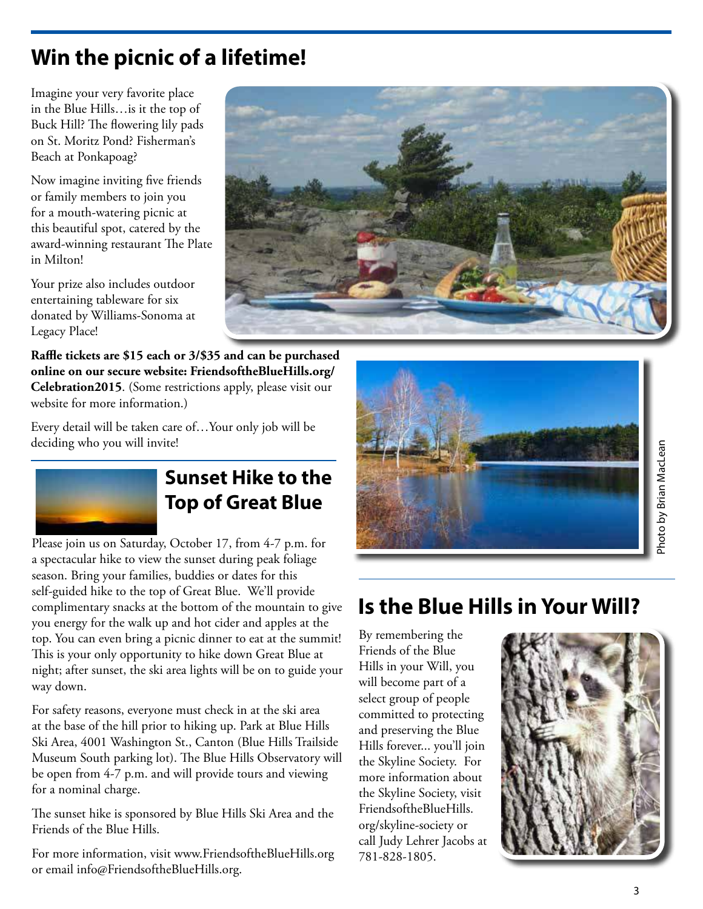## Win the picnic of a lifetime!

Imagine your very favorite place in the Blue Hills…is it the top of Buck Hill? The flowering lily pads on St. Moritz Pond? Fisherman's Beach at Ponkapoag?

Now imagine inviting five friends or family members to join you for a mouth-watering picnic at this beautiful spot, catered by the award-winning restaurant The Plate in Milton!

Your prize also includes outdoor entertaining tableware for six donated by Williams-Sonoma at Legacy Place!

**Raffle tickets are $15 each or 3/$35 and can be purchased online on our secure website: FriendsoftheBlueHills.org/Celebration2015**. (Some restrictions apply, please visit our website for more information.)

Every detail will be taken care of…Your only job will be deciding who you will invite!

## Sunset Hike to the Top of Great Blue

Please join us on Saturday, October 17, from 4-7 p.m. for a spectacular hike to view the sunset during peak foliage season. Bring your families, buddies or dates for this self-guided hike to the top of Great Blue. We'll provide complimentary snacks at the bottom of the mountain to give you energy for the walk up and hot cider and apples at the top. You can even bring a picnic dinner to eat at the summit! This is your only opportunity to hike down Great Blue at night; after sunset, the ski area lights will be on to guide your way down.

For safety reasons, everyone must check in at the ski area at the base of the hill prior to hiking up. Park at Blue Hills Ski Area, 4001 Washington St., Canton (Blue Hills Trailside Museum South parking lot). The Blue Hills Observatory will be open from 4-7 p.m. and will provide tours and viewing for a nominal charge.

The sunset hike is sponsored by Blue Hills Ski Area and the Friends of the Blue Hills.

For more information, visit www.FriendsoftheBlueHills.org or email info@FriendsoftheBlueHills.org.

Photo by Brian MacLean

## Is the Blue Hills in Your Will?

By remembering the Friends of the Blue Hills in your Will, you will become part of a select group of people committed to protecting and preserving the Blue Hills forever... you'll join the Skyline Society. For more information about the Skyline Society, visit FriendsoftheBlueHills.org/skyline-society or call Judy Lehrer Jacobs at 781-828-1805.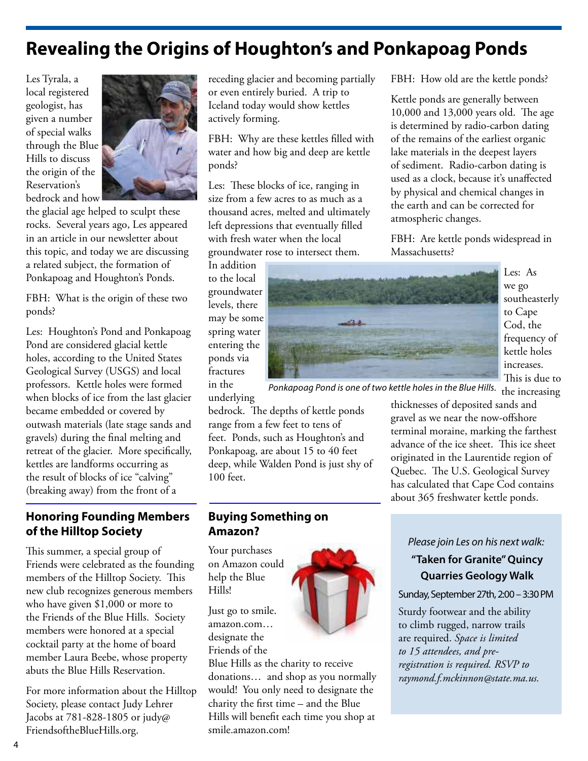# Revealing the Origins of Houghton's and Ponkapoag Ponds

Les Tyrala, a local registered geologist, has given a number of special walks through the Blue Hills to discuss the origin of the Reservation's bedrock and how the glacial age helped to sculpt these rocks. Several years ago, Les appeared in an article in our newsletter about this topic, and today we are discussing a related subject, the formation of Ponkapoag and Houghton's Ponds.

FBH: What is the origin of these two ponds?

Les: Houghton's Pond and Ponkapoag Pond are considered glacial kettle holes, according to the United States Geological Survey (USGS) and local professors. Kettle holes were formed when blocks of ice from the last glacier became embedded or covered by outwash materials (late stage sands and gravels) during the final melting and retreat of the glacier. More specifically, kettles are landforms occurring as the result of blocks of ice "calving" (breaking away) from the front of a receding glacier and becoming partially or even entirely buried. A trip to Iceland today would show kettles actively forming.

FBH: Why are these kettles filled with water and how big and deep are kettle ponds?

Les: These blocks of ice, ranging in size from a few acres to as much as a thousand acres, melted and ultimately left depressions that eventually filled with fresh water when the local groundwater rose to intersect them. In addition to the local groundwater levels, there may be some spring water entering the ponds via fractures in the underlying bedrock. The depths of kettle ponds range from a few feet to tens of feet. Ponds, such as Houghton's and Ponkapoag, are about 15 to 40 feet deep, while Walden Pond is just shy of 100 feet.

*Ponkapoag Pond is one of two kettle holes in the Blue Hills.*

FBH: How old are the kettle ponds?

Kettle ponds are generally between 10,000 and 13,000 years old. The age is determined by radio-carbon dating of the remains of the earliest organic lake materials in the deepest layers of sediment. Radio-carbon dating is used as a clock, because it's unaffected by physical and chemical changes in the earth and can be corrected for atmospheric changes.

FBH: Are kettle ponds widespread in Massachusetts?

Les: As we go southeasterly to Cape Cod, the frequency of kettle holes increases. This is due to the increasing thicknesses of deposited sands and gravel as we near the now-offshore terminal moraine, marking the farthest advance of the ice sheet. This ice sheet originated in the Laurentide region of Quebec. The U.S. Geological Survey has calculated that Cape Cod contains about 365 freshwater kettle ponds.

## Honoring Founding Members of the Hilltop Society

This summer, a special group of Friends were celebrated as the founding members of the Hilltop Society. This new club recognizes generous members who have given $1,000 or more to the Friends of the Blue Hills. Society members were honored at a special cocktail party at the home of board member Laura Beebe, whose property abuts the Blue Hills Reservation.

For more information about the Hilltop Society, please contact Judy Lehrer Jacobs at 781-828-1805 or judy@FriendsoftheBlueHills.org.

## Buying Something on Amazon?

Your purchases on Amazon could help the Blue Hills!

Just go to smile.amazon.com… designate the Friends of the Blue Hills as the charity to receive donations… and shop as you normally would! You only need to designate the charity the first time – and the Blue Hills will benefit each time you shop at smile.amazon.com!

*Please join Les on his next walk:*

**"Taken for Granite" Quincy Quarries Geology Walk**

Sunday, September 27th, 2:00 – 3:30 PM

Sturdy footwear and the ability to climb rugged, narrow trails are required. *Space is limited to 15 attendees, and pre-registration is required. RSVP to raymond.f.mckinnon@state.ma.us.*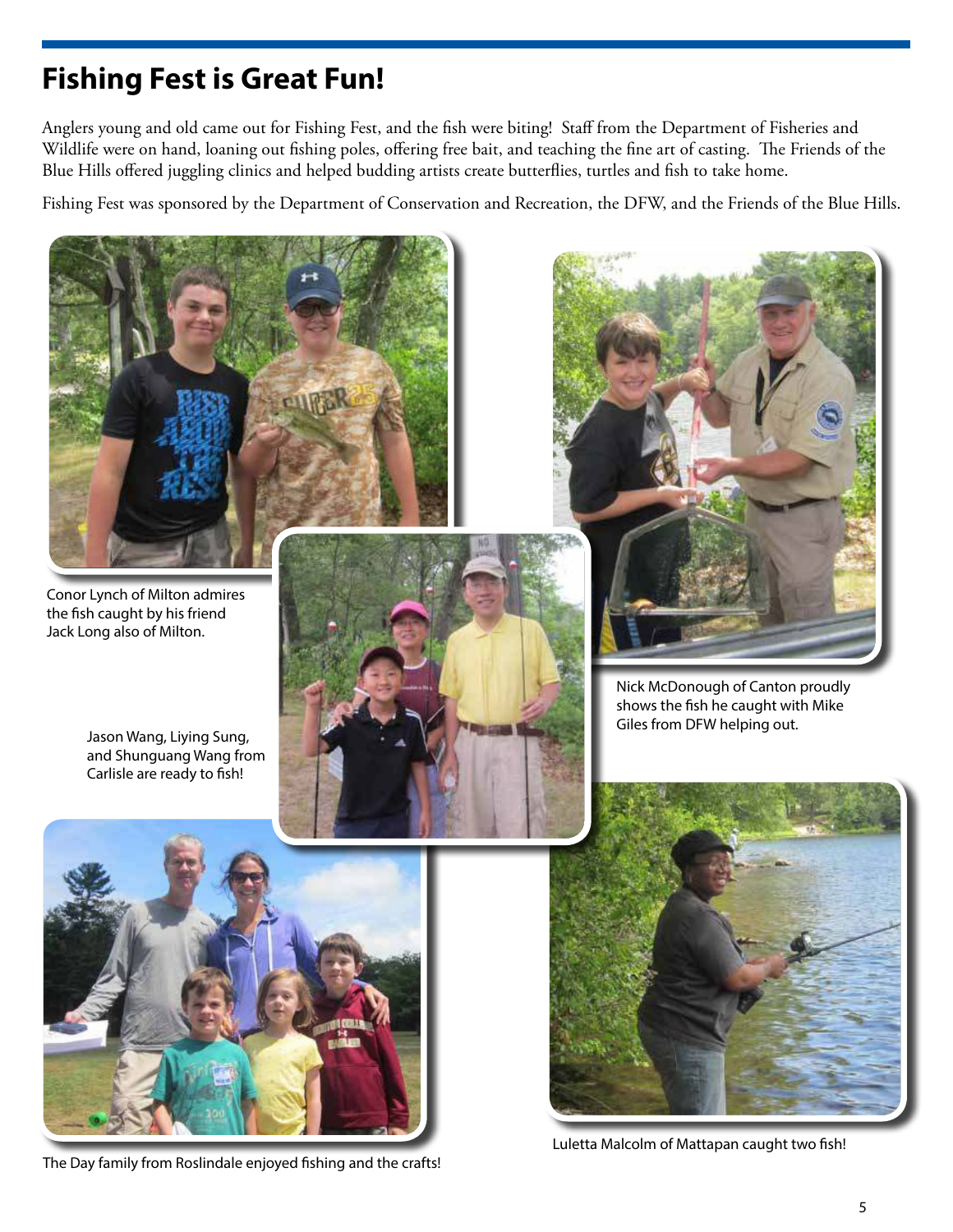# Fishing Fest is Great Fun!

Anglers young and old came out for Fishing Fest, and the fish were biting! Staff from the Department of Fisheries and Wildlife were on hand, loaning out fishing poles, offering free bait, and teaching the fine art of casting. The Friends of the Blue Hills offered juggling clinics and helped budding artists create butterflies, turtles and fish to take home.

Fishing Fest was sponsored by the Department of Conservation and Recreation, the DFW, and the Friends of the Blue Hills.

Conor Lynch of Milton admires the fish caught by his friend Jack Long also of Milton.

Nick McDonough of Canton proudly shows the fish he caught with Mike Giles from DFW helping out.

Jason Wang, Liying Sung, and Shunguang Wang from Carlisle are ready to fish!

The Day family from Roslindale enjoyed fishing and the crafts!

Luletta Malcolm of Mattapan caught two fish!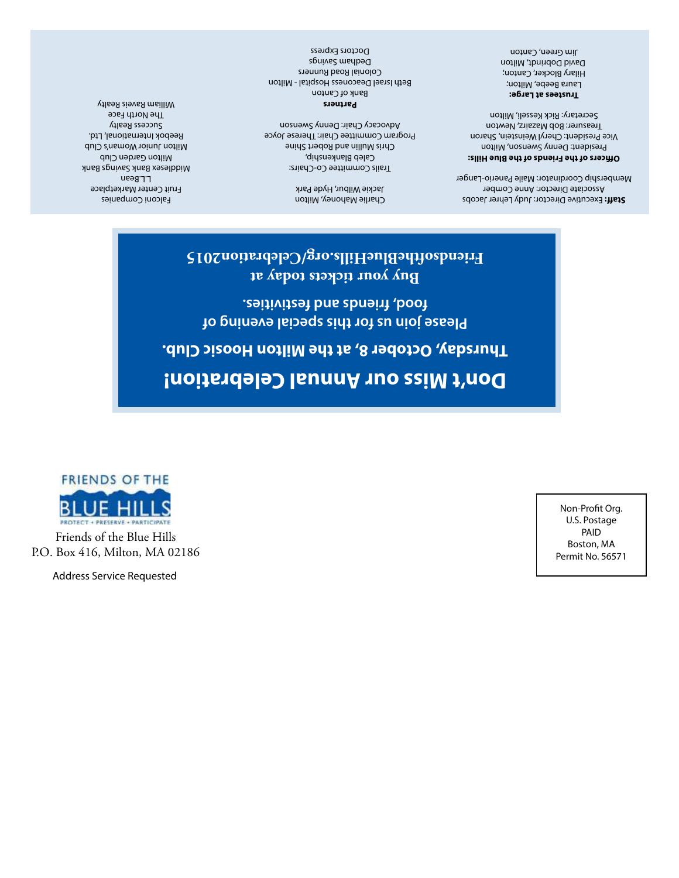**Staff:** Executive Director: Judy Lehrer Jacobs
Associate Director: Anne Comber
Membership Coordinator: Maile Panerio-Langer

**Officers of the Friends of the Blue Hills:**
President: Denny Swenson, Milton
Vice President: Cheryl Weinstein, Sharon
Treasurer: Bob Mazairz, Newton
Secretary: Rick Kesseli, Milton

**Trustees at Large:**
Laura Beebe, Milton;
Hilary Blocker, Canton;
David Dobrindt, Milton
Jim Green, Canton
Charlie Mahoney, Milton
Jackie Wilbur, Hyde Park

Trails Committee Co-Chairs:
Caleb Blankenship,
Chris Mullin and Robert Shine
Program Commitee Chair: Therese Joyce
Advocacy Chair: Denny Swenson

**Partners**
Bank of Canton
Beth Israel Deaconess Hospital - Milton
Colonial Road Runners
Dedham Savings
Doctors Express
Falconi Companies
Fruit Center Marketplace
L.L.Bean
Middlesex Bank Savings Bank
Milton Garden Club
Milton Junior Woman's Club
Reebok International, Ltd.
Success Realty
The North Face
William Raveis Realty

# Don't Miss our Annual Celebration!

**Thursday, October 8, at the Milton Hoosic Club.**

**Please join us for this special evening of food, friends and festivities.**

**Buy your tickets today at**
**FriendsoftheBlueHills.org/Celebration2015**

FRIENDS OF THE BLUE HILLS
PROTECT • PRESERVE • PARTICIPATE

Friends of the Blue Hills
P.O. Box 416, Milton, MA 02186

Address Service Requested

Non-Profit Org.
U.S. Postage
PAID
Boston, MA
Permit No. 56571